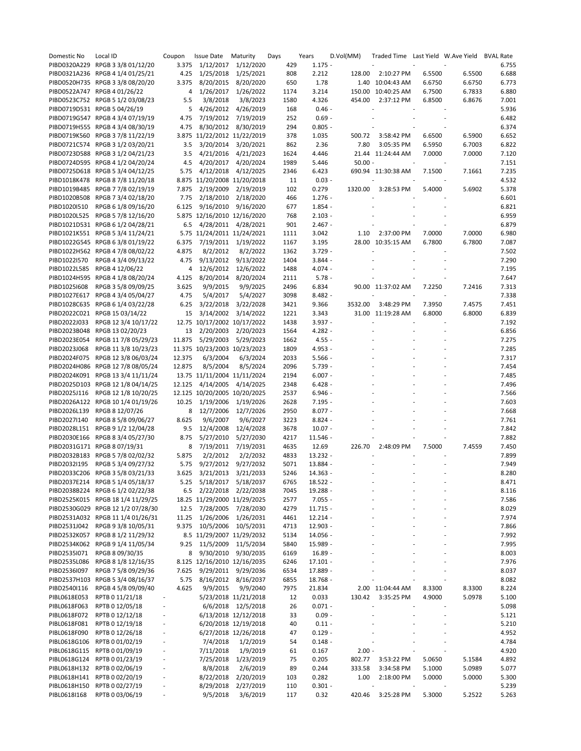| Domestic No | Local ID | Coupon | Issue Date | Maturity | Days | Years | D.Vol(MM) | Traded Time | Last Yield | W.Ave Yield | BVAL Rate |
|---|---|---|---|---|---|---|---|---|---|---|---|
| PIBD0320A229 | RPGB 3 3/8 01/12/20 | 3.375 | 1/12/2017 | 1/12/2020 | 429 | 1.175 | - | - | - | - | 6.755 |
| PIBD0321A236 | RPGB 4 1/4 01/25/21 | 4.25 | 1/25/2018 | 1/25/2021 | 808 | 2.212 | 128.00 | 2:10:27 PM | 6.5500 | 6.5500 | 6.688 |
| PIBD0520H735 | RPGB 3 3/8 08/20/20 | 3.375 | 8/20/2015 | 8/20/2020 | 650 | 1.78 | 1.40 | 10:04:43 AM | 6.6750 | 6.6750 | 6.773 |
| PIBD0522A747 | RPGB 4 01/26/22 | 4 | 1/26/2017 | 1/26/2022 | 1174 | 3.214 | 150.00 | 10:40:25 AM | 6.7500 | 6.7833 | 6.880 |
| PIBD0523C752 | RPGB 5 1/2 03/08/23 | 5.5 | 3/8/2018 | 3/8/2023 | 1580 | 4.326 | 454.00 | 2:37:12 PM | 6.8500 | 6.8676 | 7.001 |
| PIBD0719D531 | RPGB 5 04/26/19 | 5 | 4/26/2012 | 4/26/2019 | 168 | 0.46 | - | - | - | - | 5.936 |
| PIBD0719G547 | RPGB 4 3/4 07/19/19 | 4.75 | 7/19/2012 | 7/19/2019 | 252 | 0.69 | - | - | - | - | 6.482 |
| PIBD0719H555 | RPGB 4 3/4 08/30/19 | 4.75 | 8/30/2012 | 8/30/2019 | 294 | 0.805 | - | - | - | - | 6.374 |
| PIBD0719K560 | RPGB 3 7/8 11/22/19 | 3.875 | 11/22/2012 | 11/22/2019 | 378 | 1.035 | 500.72 | 3:58:42 PM | 6.6500 | 6.5900 | 6.652 |
| PIBD0721C574 | RPGB 3 1/2 03/20/21 | 3.5 | 3/20/2014 | 3/20/2021 | 862 | 2.36 | 7.80 | 3:05:35 PM | 6.5950 | 6.7003 | 6.822 |
| PIBD0723D588 | RPGB 3 1/2 04/21/23 | 3.5 | 4/21/2016 | 4/21/2023 | 1624 | 4.446 | 21.44 | 11:24:44 AM | 7.0000 | 7.0000 | 7.120 |
| PIBD0724D595 | RPGB 4 1/2 04/20/24 | 4.5 | 4/20/2017 | 4/20/2024 | 1989 | 5.446 | 50.00 | - | - | - | 7.151 |
| PIBD0725D618 | RPGB 5 3/4 04/12/25 | 5.75 | 4/12/2018 | 4/12/2025 | 2346 | 6.423 | 690.94 | 11:30:38 AM | 7.1500 | 7.1661 | 7.235 |
| PIBD1018K478 | RPGB 8 7/8 11/20/18 | 8.875 | 11/20/2008 | 11/20/2018 | 11 | 0.03 | - | - | - | - | 4.532 |
| PIBD1019B485 | RPGB 7 7/8 02/19/19 | 7.875 | 2/19/2009 | 2/19/2019 | 102 | 0.279 | 1320.00 | 3:28:53 PM | 5.4000 | 5.6902 | 5.378 |
| PIBD1020B508 | RPGB 7 3/4 02/18/20 | 7.75 | 2/18/2010 | 2/18/2020 | 466 | 1.276 | - | - | - | - | 6.601 |
| PIBD1020I510 | RPGB 6 1/8 09/16/20 | 6.125 | 9/16/2010 | 9/16/2020 | 677 | 1.854 | - | - | - | - | 6.821 |
| PIBD1020L525 | RPGB 5 7/8 12/16/20 | 5.875 | 12/16/2010 | 12/16/2020 | 768 | 2.103 | - | - | - | - | 6.959 |
| PIBD1021D531 | RPGB 6 1/2 04/28/21 | 6.5 | 4/28/2011 | 4/28/2021 | 901 | 2.467 | - | - | - | - | 6.879 |
| PIBD1021K551 | RPGB 5 3/4 11/24/21 | 5.75 | 11/24/2011 | 11/24/2021 | 1111 | 3.042 | 1.10 | 2:37:00 PM | 7.0000 | 7.0000 | 6.980 |
| PIBD1022G545 | RPGB 6 3/8 01/19/22 | 6.375 | 7/19/2011 | 1/19/2022 | 1167 | 3.195 | 28.00 | 10:35:15 AM | 6.7800 | 6.7800 | 7.087 |
| PIBD1022H562 | RPGB 4 7/8 08/02/22 | 4.875 | 8/2/2012 | 8/2/2022 | 1362 | 3.729 | - | - | - | - | 7.502 |
| PIBD1022I570 | RPGB 4 3/4 09/13/22 | 4.75 | 9/13/2012 | 9/13/2022 | 1404 | 3.844 | - | - | - | - | 7.290 |
| PIBD1022L585 | RPGB 4 12/06/22 | 4 | 12/6/2012 | 12/6/2022 | 1488 | 4.074 | - | - | - | - | 7.195 |
| PIBD1024H595 | RPGB 4 1/8 08/20/24 | 4.125 | 8/20/2014 | 8/20/2024 | 2111 | 5.78 | - | - | - | - | 7.647 |
| PIBD1025I608 | RPGB 3 5/8 09/09/25 | 3.625 | 9/9/2015 | 9/9/2025 | 2496 | 6.834 | 90.00 | 11:37:02 AM | 7.2250 | 7.2416 | 7.313 |
| PIBD1027E617 | RPGB 4 3/4 05/04/27 | 4.75 | 5/4/2017 | 5/4/2027 | 3098 | 8.482 | - | - | - | - | 7.338 |
| PIBD1028C635 | RPGB 6 1/4 03/22/28 | 6.25 | 3/22/2018 | 3/22/2028 | 3421 | 9.366 | 3532.00 | 3:48:29 PM | 7.3950 | 7.4575 | 7.451 |
| PIBD2022C021 | RPGB 15 03/14/22 | 15 | 3/14/2002 | 3/14/2022 | 1221 | 3.343 | 31.00 | 11:19:28 AM | 6.8000 | 6.8000 | 6.839 |
| PIBD2022J033 | RPGB 12 3/4 10/17/22 | 12.75 | 10/17/2002 | 10/17/2022 | 1438 | 3.937 | - | - | - | - | 7.192 |
| PIBD2023B048 | RPGB 13 02/20/23 | 13 | 2/20/2003 | 2/20/2023 | 1564 | 4.282 | - | - | - | - | 6.856 |
| PIBD2023E054 | RPGB 11 7/8 05/29/23 | 11.875 | 5/29/2003 | 5/29/2023 | 1662 | 4.55 | - | - | - | - | 7.275 |
| PIBD2023J068 | RPGB 11 3/8 10/23/23 | 11.375 | 10/23/2003 | 10/23/2023 | 1809 | 4.953 | - | - | - | - | 7.285 |
| PIBD2024F075 | RPGB 12 3/8 06/03/24 | 12.375 | 6/3/2004 | 6/3/2024 | 2033 | 5.566 | - | - | - | - | 7.317 |
| PIBD2024H086 | RPGB 12 7/8 08/05/24 | 12.875 | 8/5/2004 | 8/5/2024 | 2096 | 5.739 | - | - | - | - | 7.454 |
| PIBD2024K091 | RPGB 13 3/4 11/11/24 | 13.75 | 11/11/2004 | 11/11/2024 | 2194 | 6.007 | - | - | - | - | 7.485 |
| PIBD2025D103 | RPGB 12 1/8 04/14/25 | 12.125 | 4/14/2005 | 4/14/2025 | 2348 | 6.428 | - | - | - | - | 7.496 |
| PIBD2025J116 | RPGB 12 1/8 10/20/25 | 12.125 | 10/20/2005 | 10/20/2025 | 2537 | 6.946 | - | - | - | - | 7.566 |
| PIBD2026A122 | RPGB 10 1/4 01/19/26 | 10.25 | 1/19/2006 | 1/19/2026 | 2628 | 7.195 | - | - | - | - | 7.603 |
| PIBD2026L139 | RPGB 8 12/07/26 | 8 | 12/7/2006 | 12/7/2026 | 2950 | 8.077 | - | - | - | - | 7.668 |
| PIBD2027I140 | RPGB 8 5/8 09/06/27 | 8.625 | 9/6/2007 | 9/6/2027 | 3223 | 8.824 | - | - | - | - | 7.761 |
| PIBD2028L151 | RPGB 9 1/2 12/04/28 | 9.5 | 12/4/2008 | 12/4/2028 | 3678 | 10.07 | - | - | - | - | 7.842 |
| PIBD2030E166 | RPGB 8 3/4 05/27/30 | 8.75 | 5/27/2010 | 5/27/2030 | 4217 | 11.546 | - | - | - | - | 7.882 |
| PIBD2031G171 | RPGB 8 07/19/31 | 8 | 7/19/2011 | 7/19/2031 | 4635 | 12.69 | 226.70 | 2:48:09 PM | 7.5000 | 7.4559 | 7.450 |
| PIBD2032B183 | RPGB 5 7/8 02/02/32 | 5.875 | 2/2/2012 | 2/2/2032 | 4833 | 13.232 | - | - | - | - | 7.899 |
| PIBD2032I195 | RPGB 5 3/4 09/27/32 | 5.75 | 9/27/2012 | 9/27/2032 | 5071 | 13.884 | - | - | - | - | 7.949 |
| PIBD2033C206 | RPGB 3 5/8 03/21/33 | 3.625 | 3/21/2013 | 3/21/2033 | 5246 | 14.363 | - | - | - | - | 8.280 |
| PIBD2037E214 | RPGB 5 1/4 05/18/37 | 5.25 | 5/18/2017 | 5/18/2037 | 6765 | 18.522 | - | - | - | - | 8.471 |
| PIBD2038B224 | RPGB 6 1/2 02/22/38 | 6.5 | 2/22/2018 | 2/22/2038 | 7045 | 19.288 | - | - | - | - | 8.116 |
| PIBD2525K015 | RPGB 18 1/4 11/29/25 | 18.25 | 11/29/2000 | 11/29/2025 | 2577 | 7.055 | - | - | - | - | 7.586 |
| PIBD2530G029 | RPGB 12 1/2 07/28/30 | 12.5 | 7/28/2005 | 7/28/2030 | 4279 | 11.715 | - | - | - | - | 8.029 |
| PIBD2531A032 | RPGB 11 1/4 01/26/31 | 11.25 | 1/26/2006 | 1/26/2031 | 4461 | 12.214 | - | - | - | - | 7.974 |
| PIBD2531J042 | RPGB 9 3/8 10/05/31 | 9.375 | 10/5/2006 | 10/5/2031 | 4713 | 12.903 | - | - | - | - | 7.866 |
| PIBD2532K057 | RPGB 8 1/2 11/29/32 | 8.5 | 11/29/2007 | 11/29/2032 | 5134 | 14.056 | - | - | - | - | 7.992 |
| PIBD2534K062 | RPGB 9 1/4 11/05/34 | 9.25 | 11/5/2009 | 11/5/2034 | 5840 | 15.989 | - | - | - | - | 7.995 |
| PIBD2535I071 | RPGB 8 09/30/35 | 8 | 9/30/2010 | 9/30/2035 | 6169 | 16.89 | - | - | - | - | 8.003 |
| PIBD2535L086 | RPGB 8 1/8 12/16/35 | 8.125 | 12/16/2010 | 12/16/2035 | 6246 | 17.101 | - | - | - | - | 7.976 |
| PIBD2536I097 | RPGB 7 5/8 09/29/36 | 7.625 | 9/29/2011 | 9/29/2036 | 6534 | 17.889 | - | - | - | - | 8.037 |
| PIBD2537H103 | RPGB 5 3/4 08/16/37 | 5.75 | 8/16/2012 | 8/16/2037 | 6855 | 18.768 | - | - | - | - | 8.082 |
| PIBD2540I116 | RPGB 4 5/8 09/09/40 | 4.625 | 9/9/2015 | 9/9/2040 | 7975 | 21.834 | 2.00 | 11:04:44 AM | 8.3300 | 8.3300 | 8.224 |
| PIBL0618E053 | RPTB 0 11/21/18 | - | 5/23/2018 | 11/21/2018 | 12 | 0.033 | 130.42 | 3:35:25 PM | 4.9000 | 5.0978 | 5.100 |
| PIBL0618F063 | RPTB 0 12/05/18 | - | 6/6/2018 | 12/5/2018 | 26 | 0.071 | - | - | - | - | 5.098 |
| PIBL0618F072 | RPTB 0 12/12/18 | - | 6/13/2018 | 12/12/2018 | 33 | 0.09 | - | - | - | - | 5.121 |
| PIBL0618F081 | RPTB 0 12/19/18 | - | 6/20/2018 | 12/19/2018 | 40 | 0.11 | - | - | - | - | 5.210 |
| PIBL0618F090 | RPTB 0 12/26/18 | - | 6/27/2018 | 12/26/2018 | 47 | 0.129 | - | - | - | - | 4.952 |
| PIBL0618G106 | RPTB 0 01/02/19 | - | 7/4/2018 | 1/2/2019 | 54 | 0.148 | - | - | - | - | 4.784 |
| PIBL0618G115 | RPTB 0 01/09/19 | - | 7/11/2018 | 1/9/2019 | 61 | 0.167 | 2.00 | - | - | - | 4.920 |
| PIBL0618G124 | RPTB 0 01/23/19 | - | 7/25/2018 | 1/23/2019 | 75 | 0.205 | 802.77 | 3:53:22 PM | 5.0650 | 5.1584 | 4.892 |
| PIBL0618H132 | RPTB 0 02/06/19 | - | 8/8/2018 | 2/6/2019 | 89 | 0.244 | 333.58 | 3:34:58 PM | 5.1000 | 5.0989 | 5.077 |
| PIBL0618H141 | RPTB 0 02/20/19 | - | 8/22/2018 | 2/20/2019 | 103 | 0.282 | 1.00 | 2:18:00 PM | 5.0000 | 5.0000 | 5.300 |
| PIBL0618H150 | RPTB 0 02/27/19 | - | 8/29/2018 | 2/27/2019 | 110 | 0.301 | - | - | - | - | 5.239 |
| PIBL0618I168 | RPTB 0 03/06/19 | - | 9/5/2018 | 3/6/2019 | 117 | 0.32 | 420.46 | 3:25:28 PM | 5.3000 | 5.2522 | 5.263 |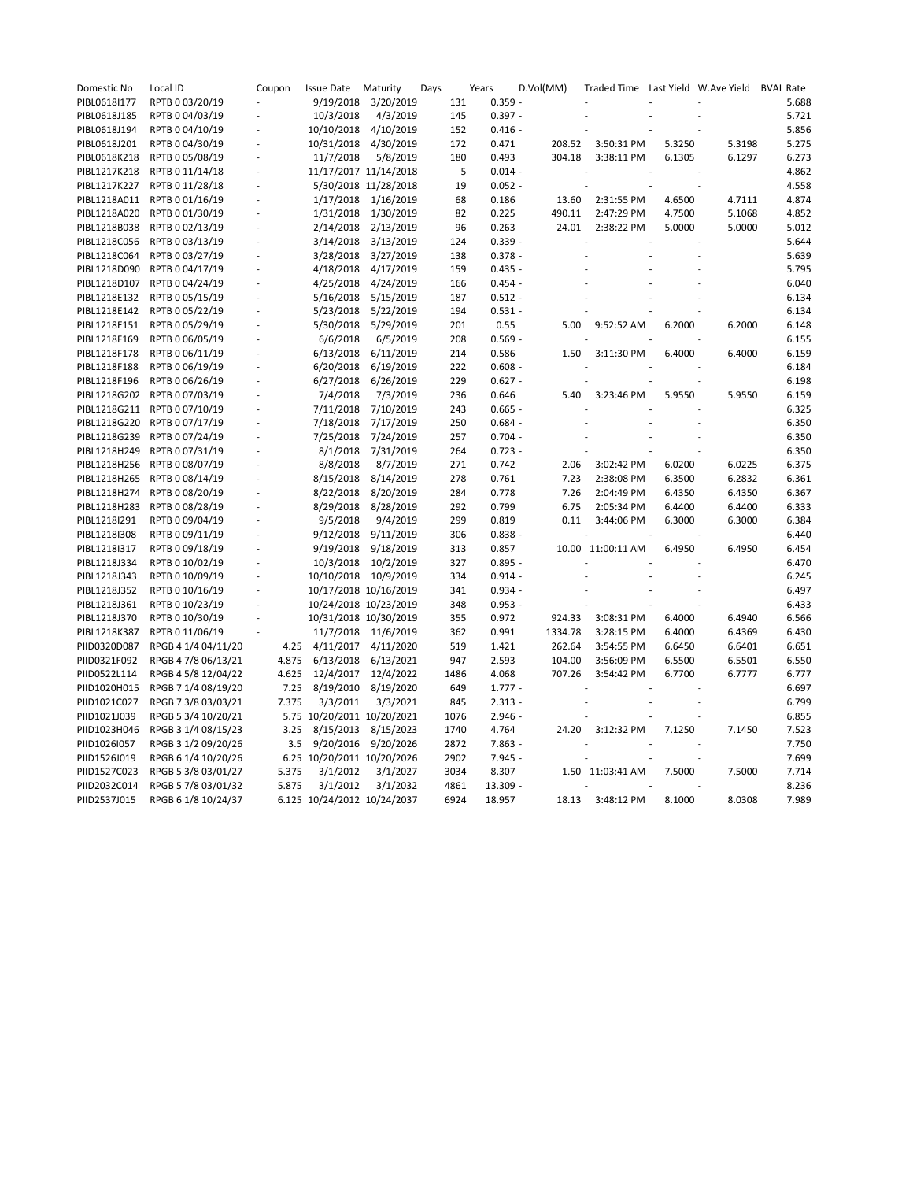| Domestic No | Local ID | Coupon | Issue Date | Maturity | Days | Years | D.Vol(MM) | Traded Time | Last Yield | W.Ave Yield | BVAL Rate |
|---|---|---|---|---|---|---|---|---|---|---|---|
| PIBL0618I177 | RPTB 0 03/20/19 | - | 9/19/2018 | 3/20/2019 | 131 | 0.359 | - | - | - | - | 5.688 |
| PIBL0618J185 | RPTB 0 04/03/19 | - | 10/3/2018 | 4/3/2019 | 145 | 0.397 | - | - | - | - | 5.721 |
| PIBL0618J194 | RPTB 0 04/10/19 | - | 10/10/2018 | 4/10/2019 | 152 | 0.416 | - | - | - | - | 5.856 |
| PIBL0618J201 | RPTB 0 04/30/19 | - | 10/31/2018 | 4/30/2019 | 172 | 0.471 | 208.52 | 3:50:31 PM | 5.3250 | 5.3198 | 5.275 |
| PIBL0618K218 | RPTB 0 05/08/19 | - | 11/7/2018 | 5/8/2019 | 180 | 0.493 | 304.18 | 3:38:11 PM | 6.1305 | 6.1297 | 6.273 |
| PIBL1217K218 | RPTB 0 11/14/18 | - | 11/17/2017 | 11/14/2018 | 5 | 0.014 | - | - | - | - | 4.862 |
| PIBL1217K227 | RPTB 0 11/28/18 | - | 5/30/2018 | 11/28/2018 | 19 | 0.052 | - | - | - | - | 4.558 |
| PIBL1218A011 | RPTB 0 01/16/19 | - | 1/17/2018 | 1/16/2019 | 68 | 0.186 | 13.60 | 2:31:55 PM | 4.6500 | 4.7111 | 4.874 |
| PIBL1218A020 | RPTB 0 01/30/19 | - | 1/31/2018 | 1/30/2019 | 82 | 0.225 | 490.11 | 2:47:29 PM | 4.7500 | 5.1068 | 4.852 |
| PIBL1218B038 | RPTB 0 02/13/19 | - | 2/14/2018 | 2/13/2019 | 96 | 0.263 | 24.01 | 2:38:22 PM | 5.0000 | 5.0000 | 5.012 |
| PIBL1218C056 | RPTB 0 03/13/19 | - | 3/14/2018 | 3/13/2019 | 124 | 0.339 | - | - | - | - | 5.644 |
| PIBL1218C064 | RPTB 0 03/27/19 | - | 3/28/2018 | 3/27/2019 | 138 | 0.378 | - | - | - | - | 5.639 |
| PIBL1218D090 | RPTB 0 04/17/19 | - | 4/18/2018 | 4/17/2019 | 159 | 0.435 | - | - | - | - | 5.795 |
| PIBL1218D107 | RPTB 0 04/24/19 | - | 4/25/2018 | 4/24/2019 | 166 | 0.454 | - | - | - | - | 6.040 |
| PIBL1218E132 | RPTB 0 05/15/19 | - | 5/16/2018 | 5/15/2019 | 187 | 0.512 | - | - | - | - | 6.134 |
| PIBL1218E142 | RPTB 0 05/22/19 | - | 5/23/2018 | 5/22/2019 | 194 | 0.531 | - | - | - | - | 6.134 |
| PIBL1218E151 | RPTB 0 05/29/19 | - | 5/30/2018 | 5/29/2019 | 201 | 0.55 | 5.00 | 9:52:52 AM | 6.2000 | 6.2000 | 6.148 |
| PIBL1218F169 | RPTB 0 06/05/19 | - | 6/6/2018 | 6/5/2019 | 208 | 0.569 | - | - | - | - | 6.155 |
| PIBL1218F178 | RPTB 0 06/11/19 | - | 6/13/2018 | 6/11/2019 | 214 | 0.586 | 1.50 | 3:11:30 PM | 6.4000 | 6.4000 | 6.159 |
| PIBL1218F188 | RPTB 0 06/19/19 | - | 6/20/2018 | 6/19/2019 | 222 | 0.608 | - | - | - | - | 6.184 |
| PIBL1218F196 | RPTB 0 06/26/19 | - | 6/27/2018 | 6/26/2019 | 229 | 0.627 | - | - | - | - | 6.198 |
| PIBL1218G202 | RPTB 0 07/03/19 | - | 7/4/2018 | 7/3/2019 | 236 | 0.646 | 5.40 | 3:23:46 PM | 5.9550 | 5.9550 | 6.159 |
| PIBL1218G211 | RPTB 0 07/10/19 | - | 7/11/2018 | 7/10/2019 | 243 | 0.665 | - | - | - | - | 6.325 |
| PIBL1218G220 | RPTB 0 07/17/19 | - | 7/18/2018 | 7/17/2019 | 250 | 0.684 | - | - | - | - | 6.350 |
| PIBL1218G239 | RPTB 0 07/24/19 | - | 7/25/2018 | 7/24/2019 | 257 | 0.704 | - | - | - | - | 6.350 |
| PIBL1218H249 | RPTB 0 07/31/19 | - | 8/1/2018 | 7/31/2019 | 264 | 0.723 | - | - | - | - | 6.350 |
| PIBL1218H256 | RPTB 0 08/07/19 | - | 8/8/2018 | 8/7/2019 | 271 | 0.742 | 2.06 | 3:02:42 PM | 6.0200 | 6.0225 | 6.375 |
| PIBL1218H265 | RPTB 0 08/14/19 | - | 8/15/2018 | 8/14/2019 | 278 | 0.761 | 7.23 | 2:38:08 PM | 6.3500 | 6.2832 | 6.361 |
| PIBL1218H274 | RPTB 0 08/20/19 | - | 8/22/2018 | 8/20/2019 | 284 | 0.778 | 7.26 | 2:04:49 PM | 6.4350 | 6.4350 | 6.367 |
| PIBL1218H283 | RPTB 0 08/28/19 | - | 8/29/2018 | 8/28/2019 | 292 | 0.799 | 6.75 | 2:05:34 PM | 6.4400 | 6.4400 | 6.333 |
| PIBL1218I291 | RPTB 0 09/04/19 | - | 9/5/2018 | 9/4/2019 | 299 | 0.819 | 0.11 | 3:44:06 PM | 6.3000 | 6.3000 | 6.384 |
| PIBL1218I308 | RPTB 0 09/11/19 | - | 9/12/2018 | 9/11/2019 | 306 | 0.838 | - | - | - | - | 6.440 |
| PIBL1218I317 | RPTB 0 09/18/19 | - | 9/19/2018 | 9/18/2019 | 313 | 0.857 | 10.00 | 11:00:11 AM | 6.4950 | 6.4950 | 6.454 |
| PIBL1218J334 | RPTB 0 10/02/19 | - | 10/3/2018 | 10/2/2019 | 327 | 0.895 | - | - | - | - | 6.470 |
| PIBL1218J343 | RPTB 0 10/09/19 | - | 10/10/2018 | 10/9/2019 | 334 | 0.914 | - | - | - | - | 6.245 |
| PIBL1218J352 | RPTB 0 10/16/19 | - | 10/17/2018 | 10/16/2019 | 341 | 0.934 | - | - | - | - | 6.497 |
| PIBL1218J361 | RPTB 0 10/23/19 | - | 10/24/2018 | 10/23/2019 | 348 | 0.953 | - | - | - | - | 6.433 |
| PIBL1218J370 | RPTB 0 10/30/19 | - | 10/31/2018 | 10/30/2019 | 355 | 0.972 | 924.33 | 3:08:31 PM | 6.4000 | 6.4940 | 6.566 |
| PIBL1218K387 | RPTB 0 11/06/19 | - | 11/7/2018 | 11/6/2019 | 362 | 0.991 | 1334.78 | 3:28:15 PM | 6.4000 | 6.4369 | 6.430 |
| PIID0320D087 | RPGB 4 1/4 04/11/20 | 4.25 | 4/11/2017 | 4/11/2020 | 519 | 1.421 | 262.64 | 3:54:55 PM | 6.6450 | 6.6401 | 6.651 |
| PIID0321F092 | RPGB 4 7/8 06/13/21 | 4.875 | 6/13/2018 | 6/13/2021 | 947 | 2.593 | 104.00 | 3:56:09 PM | 6.5500 | 6.5501 | 6.550 |
| PIID0522L114 | RPGB 4 5/8 12/04/22 | 4.625 | 12/4/2017 | 12/4/2022 | 1486 | 4.068 | 707.26 | 3:54:42 PM | 6.7700 | 6.7777 | 6.777 |
| PIID1020H015 | RPGB 7 1/4 08/19/20 | 7.25 | 8/19/2010 | 8/19/2020 | 649 | 1.777 | - | - | - | - | 6.697 |
| PIID1021C027 | RPGB 7 3/8 03/03/21 | 7.375 | 3/3/2011 | 3/3/2021 | 845 | 2.313 | - | - | - | - | 6.799 |
| PIID1021J039 | RPGB 5 3/4 10/20/21 | 5.75 | 10/20/2011 | 10/20/2021 | 1076 | 2.946 | - | - | - | - | 6.855 |
| PIID1023H046 | RPGB 3 1/4 08/15/23 | 3.25 | 8/15/2013 | 8/15/2023 | 1740 | 4.764 | 24.20 | 3:12:32 PM | 7.1250 | 7.1450 | 7.523 |
| PIID1026I057 | RPGB 3 1/2 09/20/26 | 3.5 | 9/20/2016 | 9/20/2026 | 2872 | 7.863 | - | - | - | - | 7.750 |
| PIID1526J019 | RPGB 6 1/4 10/20/26 | 6.25 | 10/20/2011 | 10/20/2026 | 2902 | 7.945 | - | - | - | - | 7.699 |
| PIID1527C023 | RPGB 5 3/8 03/01/27 | 5.375 | 3/1/2012 | 3/1/2027 | 3034 | 8.307 | 1.50 | 11:03:41 AM | 7.5000 | 7.5000 | 7.714 |
| PIID2032C014 | RPGB 5 7/8 03/01/32 | 5.875 | 3/1/2012 | 3/1/2032 | 4861 | 13.309 | - | - | - | - | 8.236 |
| PIID2537J015 | RPGB 6 1/8 10/24/37 | 6.125 | 10/24/2012 | 10/24/2037 | 6924 | 18.957 | 18.13 | 3:48:12 PM | 8.1000 | 8.0308 | 7.989 |